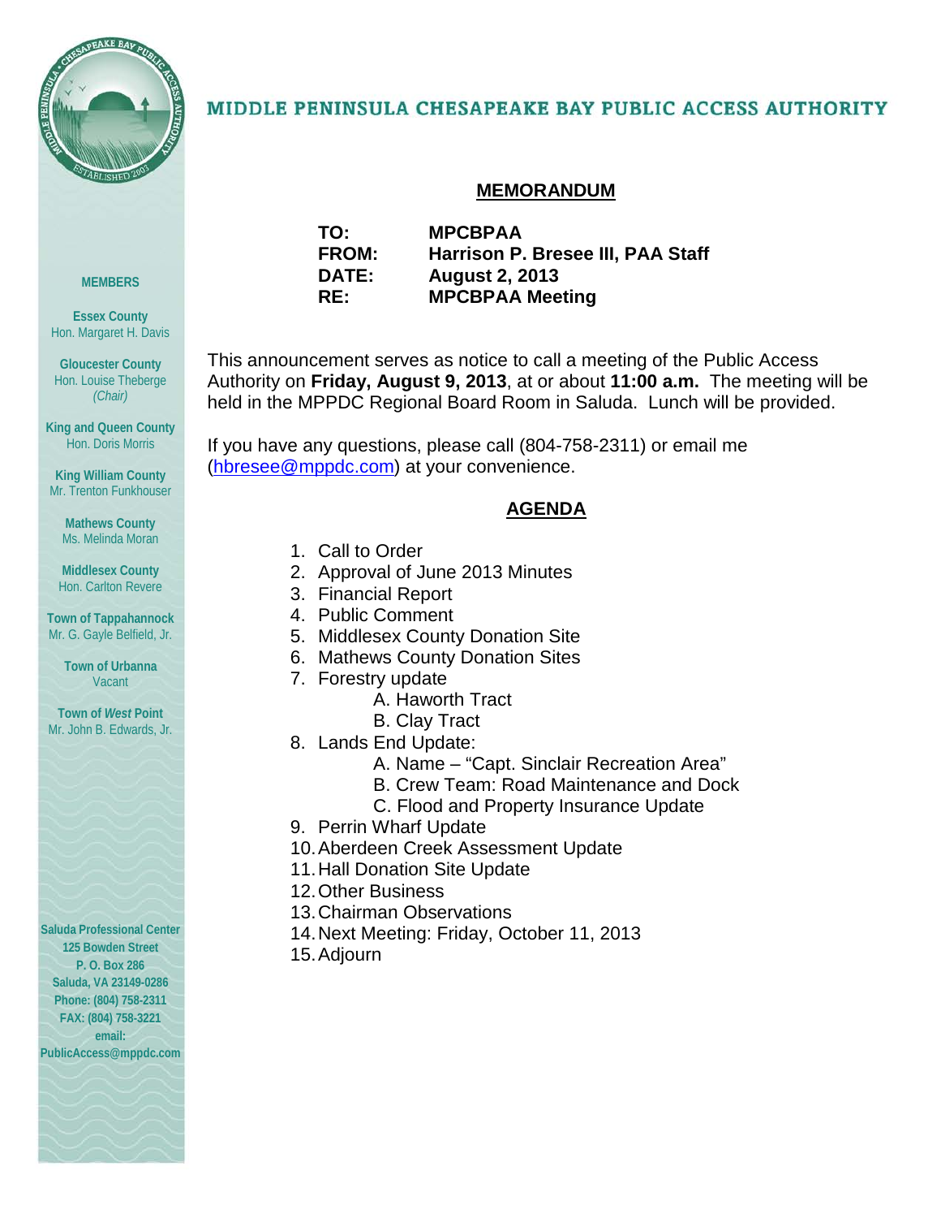# MIDDLE PENINSULA CHESAPEAKE BAY PUBLIC ACCESS AUTHORITY

**MEMBERS**

**Essex County**
Hon. Margaret H. Davis

**Gloucester County**
Hon. Louise Theberge
*(Chair)*

**King and Queen County**
Hon. Doris Morris

**King William County**
Mr. Trenton Funkhouser

**Mathews County**
Ms. Melinda Moran

**Middlesex County**
Hon. Carlton Revere

**Town of Tappahannock**
Mr. G. Gayle Belfield, Jr.

**Town of Urbanna**
Vacant

**Town of *West* Point**
Mr. John B. Edwards, Jr.

**Saluda Professional Center**
**125 Bowden Street**
**P. O. Box 286**
**Saluda, VA 23149-0286**
**Phone: (804) 758-2311**
**FAX: (804) 758-3221**
**email:**
**PublicAccess@mppdc.com**

## MEMORANDUM

**TO:** **MPCBPAA**
**FROM:** **Harrison P. Bresee III, PAA Staff**
**DATE:** **August 2, 2013**
**RE:** **MPCBPAA Meeting**

This announcement serves as notice to call a meeting of the Public Access Authority on **Friday, August 9, 2013**, at or about **11:00 a.m.** The meeting will be held in the MPPDC Regional Board Room in Saluda. Lunch will be provided.

If you have any questions, please call (804-758-2311) or email me (hbresee@mppdc.com) at your convenience.

## AGENDA

1. Call to Order
2. Approval of June 2013 Minutes
3. Financial Report
4. Public Comment
5. Middlesex County Donation Site
6. Mathews County Donation Sites
7. Forestry update
    - A. Haworth Tract
    - B. Clay Tract
8. Lands End Update:
    - A. Name – "Capt. Sinclair Recreation Area"
    - B. Crew Team: Road Maintenance and Dock
    - C. Flood and Property Insurance Update
9. Perrin Wharf Update
10. Aberdeen Creek Assessment Update
11. Hall Donation Site Update
12. Other Business
13. Chairman Observations
14. Next Meeting: Friday, October 11, 2013
15. Adjourn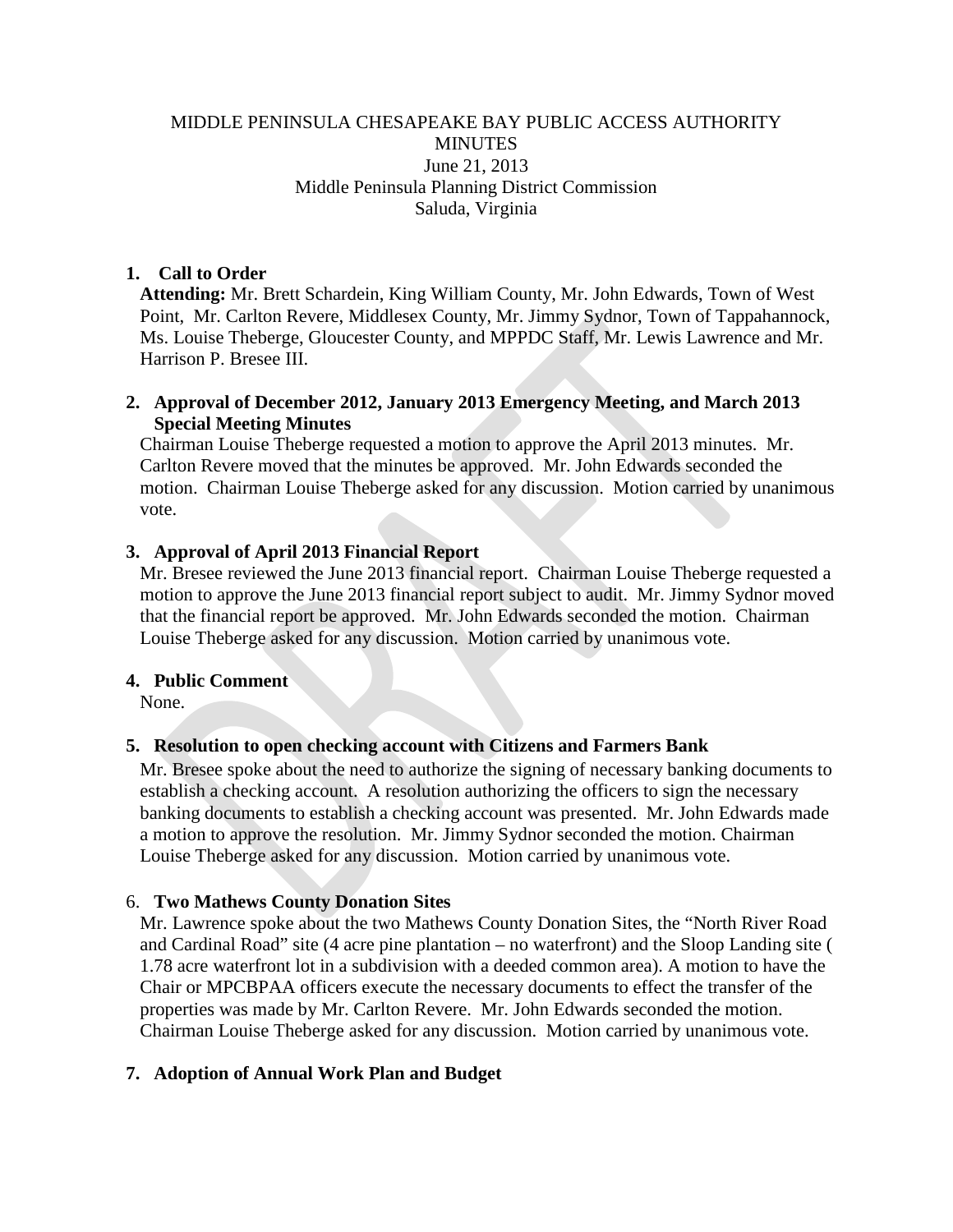MIDDLE PENINSULA CHESAPEAKE BAY PUBLIC ACCESS AUTHORITY
MINUTES
June 21, 2013
Middle Peninsula Planning District Commission
Saluda, Virginia

**1. Call to Order**

**Attending:** Mr. Brett Schardein, King William County, Mr. John Edwards, Town of West Point, Mr. Carlton Revere, Middlesex County, Mr. Jimmy Sydnor, Town of Tappahannock, Ms. Louise Theberge, Gloucester County, and MPPDC Staff, Mr. Lewis Lawrence and Mr. Harrison P. Bresee III.

**2. Approval of December 2012, January 2013 Emergency Meeting, and March 2013 Special Meeting Minutes**

Chairman Louise Theberge requested a motion to approve the April 2013 minutes. Mr. Carlton Revere moved that the minutes be approved. Mr. John Edwards seconded the motion. Chairman Louise Theberge asked for any discussion. Motion carried by unanimous vote.

**3. Approval of April 2013 Financial Report**

Mr. Bresee reviewed the June 2013 financial report. Chairman Louise Theberge requested a motion to approve the June 2013 financial report subject to audit. Mr. Jimmy Sydnor moved that the financial report be approved. Mr. John Edwards seconded the motion. Chairman Louise Theberge asked for any discussion. Motion carried by unanimous vote.

**4. Public Comment**

None.

**5. Resolution to open checking account with Citizens and Farmers Bank**

Mr. Bresee spoke about the need to authorize the signing of necessary banking documents to establish a checking account. A resolution authorizing the officers to sign the necessary banking documents to establish a checking account was presented. Mr. John Edwards made a motion to approve the resolution. Mr. Jimmy Sydnor seconded the motion. Chairman Louise Theberge asked for any discussion. Motion carried by unanimous vote.

6. **Two Mathews County Donation Sites**

Mr. Lawrence spoke about the two Mathews County Donation Sites, the "North River Road and Cardinal Road" site (4 acre pine plantation – no waterfront) and the Sloop Landing site ( 1.78 acre waterfront lot in a subdivision with a deeded common area). A motion to have the Chair or MPCBPAA officers execute the necessary documents to effect the transfer of the properties was made by Mr. Carlton Revere. Mr. John Edwards seconded the motion. Chairman Louise Theberge asked for any discussion. Motion carried by unanimous vote.

**7. Adoption of Annual Work Plan and Budget**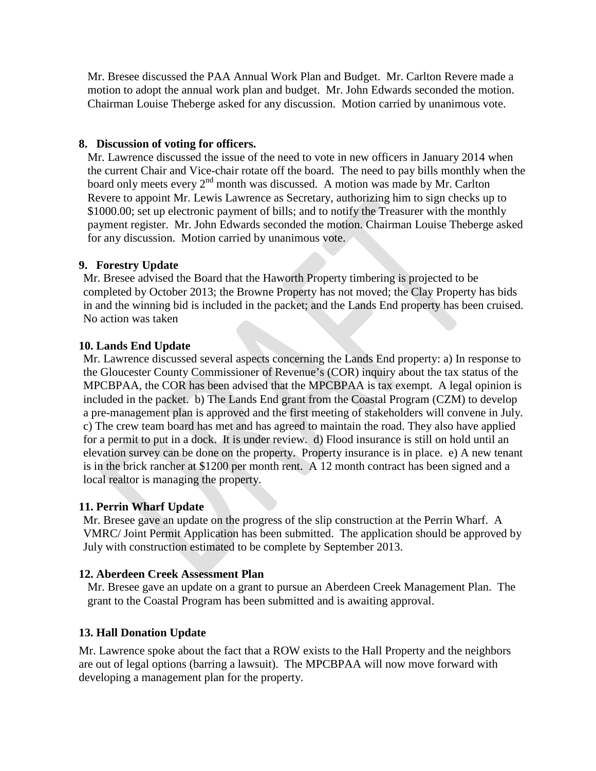Mr. Bresee discussed the PAA Annual Work Plan and Budget. Mr. Carlton Revere made a motion to adopt the annual work plan and budget. Mr. John Edwards seconded the motion. Chairman Louise Theberge asked for any discussion. Motion carried by unanimous vote.

**8. Discussion of voting for officers.**

Mr. Lawrence discussed the issue of the need to vote in new officers in January 2014 when the current Chair and Vice-chair rotate off the board. The need to pay bills monthly when the board only meets every 2nd month was discussed. A motion was made by Mr. Carlton Revere to appoint Mr. Lewis Lawrence as Secretary, authorizing him to sign checks up to $1000.00; set up electronic payment of bills; and to notify the Treasurer with the monthly payment register. Mr. John Edwards seconded the motion. Chairman Louise Theberge asked for any discussion. Motion carried by unanimous vote.

**9. Forestry Update**

Mr. Bresee advised the Board that the Haworth Property timbering is projected to be completed by October 2013; the Browne Property has not moved; the Clay Property has bids in and the winning bid is included in the packet; and the Lands End property has been cruised. No action was taken

**10. Lands End Update**

Mr. Lawrence discussed several aspects concerning the Lands End property: a) In response to the Gloucester County Commissioner of Revenue's (COR) inquiry about the tax status of the MPCBPAA, the COR has been advised that the MPCBPAA is tax exempt. A legal opinion is included in the packet. b) The Lands End grant from the Coastal Program (CZM) to develop a pre-management plan is approved and the first meeting of stakeholders will convene in July. c) The crew team board has met and has agreed to maintain the road. They also have applied for a permit to put in a dock. It is under review. d) Flood insurance is still on hold until an elevation survey can be done on the property. Property insurance is in place. e) A new tenant is in the brick rancher at $1200 per month rent. A 12 month contract has been signed and a local realtor is managing the property.

**11. Perrin Wharf Update**

Mr. Bresee gave an update on the progress of the slip construction at the Perrin Wharf. A VMRC/ Joint Permit Application has been submitted. The application should be approved by July with construction estimated to be complete by September 2013.

**12. Aberdeen Creek Assessment Plan**

Mr. Bresee gave an update on a grant to pursue an Aberdeen Creek Management Plan. The grant to the Coastal Program has been submitted and is awaiting approval.

**13. Hall Donation Update**

Mr. Lawrence spoke about the fact that a ROW exists to the Hall Property and the neighbors are out of legal options (barring a lawsuit). The MPCBPAA will now move forward with developing a management plan for the property.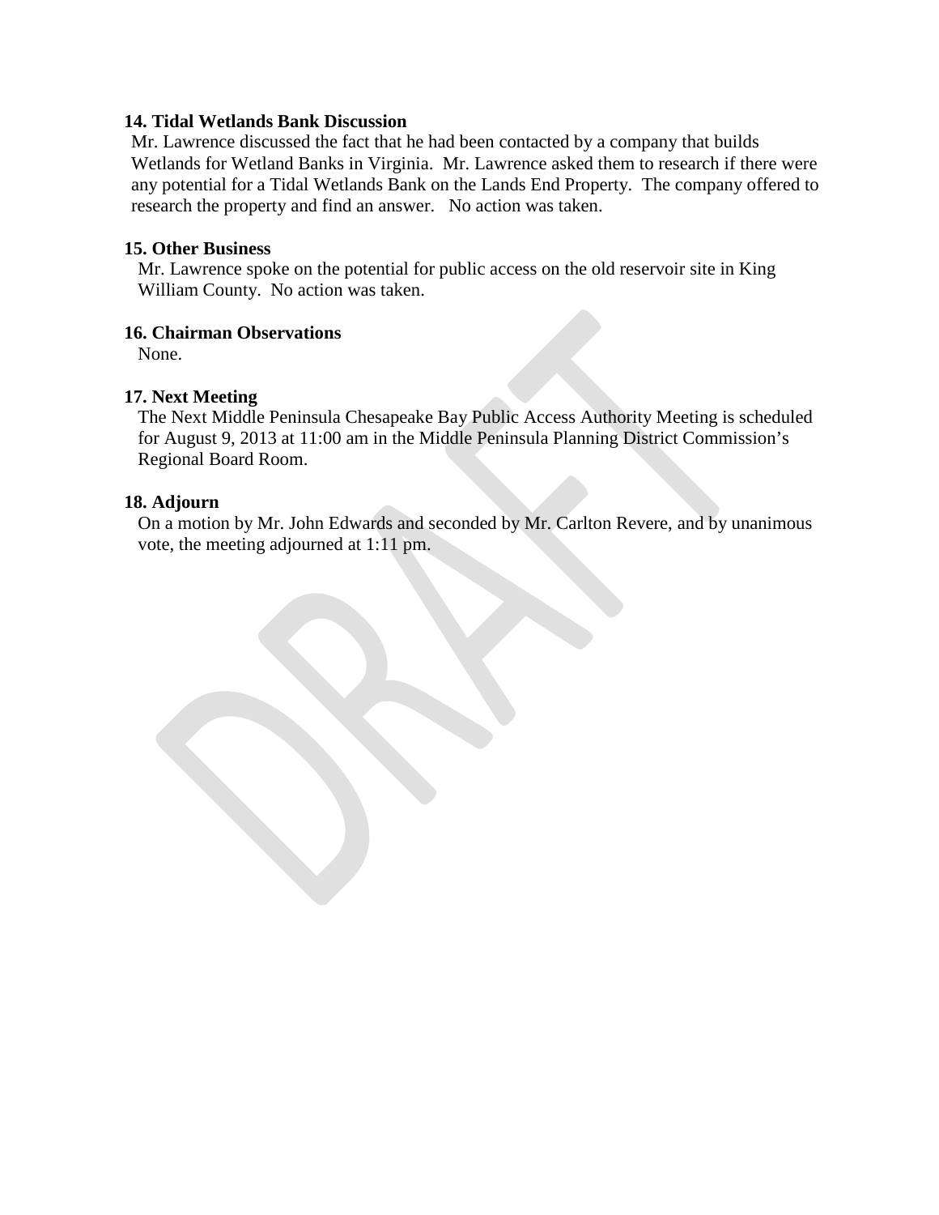**14. Tidal Wetlands Bank Discussion**

Mr. Lawrence discussed the fact that he had been contacted by a company that builds Wetlands for Wetland Banks in Virginia. Mr. Lawrence asked them to research if there were any potential for a Tidal Wetlands Bank on the Lands End Property. The company offered to research the property and find an answer. No action was taken.

**15. Other Business**

Mr. Lawrence spoke on the potential for public access on the old reservoir site in King William County. No action was taken.

**16. Chairman Observations**

None.

**17. Next Meeting**

The Next Middle Peninsula Chesapeake Bay Public Access Authority Meeting is scheduled for August 9, 2013 at 11:00 am in the Middle Peninsula Planning District Commission's Regional Board Room.

**18. Adjourn**

On a motion by Mr. John Edwards and seconded by Mr. Carlton Revere, and by unanimous vote, the meeting adjourned at 1:11 pm.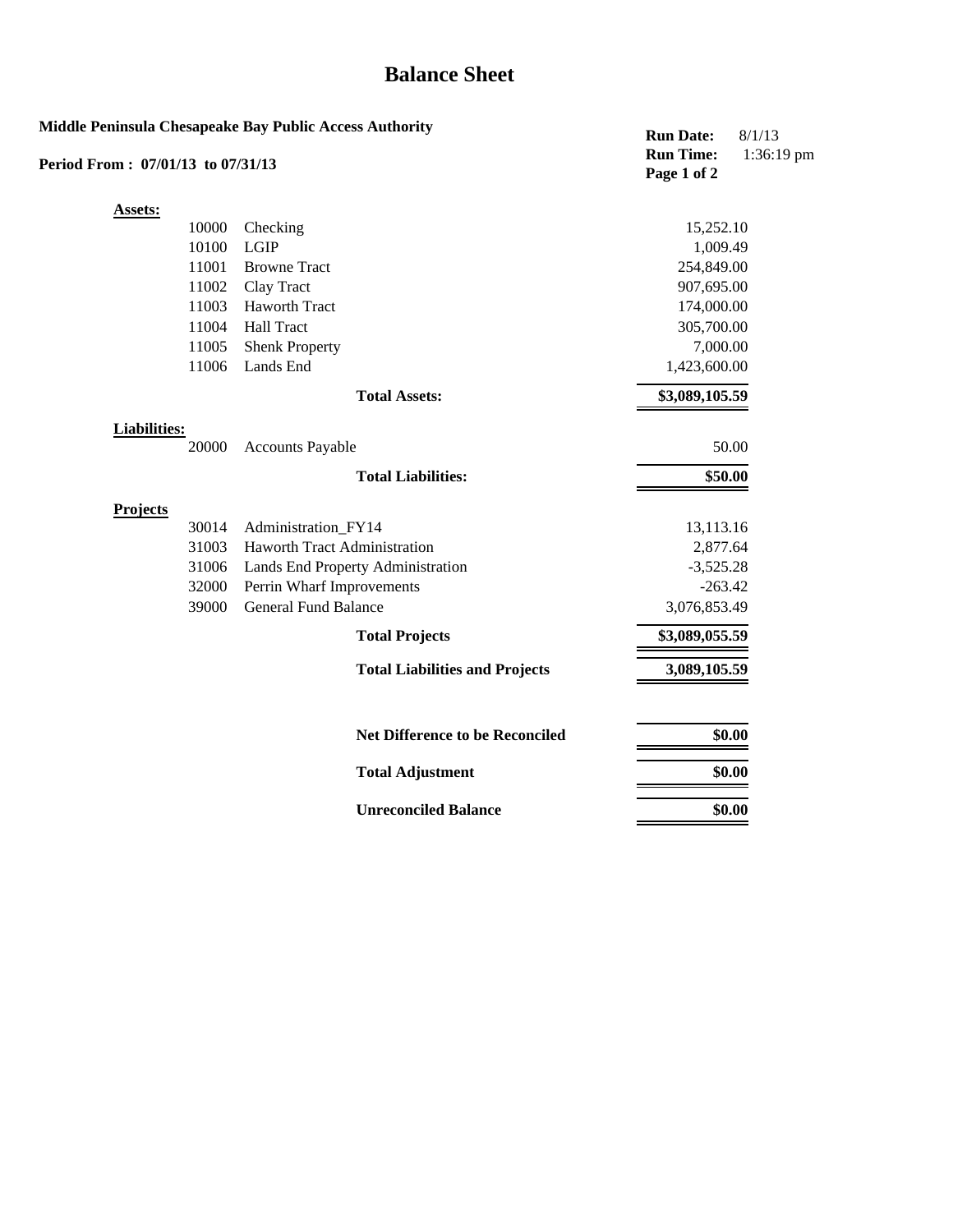# Balance Sheet

**Middle Peninsula Chesapeake Bay Public Access Authority**

**Period From : 07/01/13 to 07/31/13**

**Run Date:** 8/1/13
**Run Time:** 1:36:19 pm

| | | |
|---|---|---|
| **Assets:** | | |
| 10000 | Checking | 15,252.10 |
| 10100 | LGIP | 1,009.49 |
| 11001 | Browne Tract | 254,849.00 |
| 11002 | Clay Tract | 907,695.00 |
| 11003 | Haworth Tract | 174,000.00 |
| 11004 | Hall Tract | 305,700.00 |
| 11005 | Shenk Property | 7,000.00 |
| 11006 | Lands End | 1,423,600.00 |
| | **Total Assets:** | **$3,089,105.59** |
| **Liabilities:** | | |
| 20000 | Accounts Payable | 50.00 |
| | **Total Liabilities:** | **$50.00** |
| **Projects** | | |
| 30014 | Administration_FY14 | 13,113.16 |
| 31003 | Haworth Tract Administration | 2,877.64 |
| 31006 | Lands End Property Administration | -3,525.28 |
| 32000 | Perrin Wharf Improvements | -263.42 |
| 39000 | General Fund Balance | 3,076,853.49 |
| | **Total Projects** | **$3,089,055.59** |
| | **Total Liabilities and Projects** | **3,089,105.59** |
| | **Net Difference to be Reconciled** | **$0.00** |
| | **Total Adjustment** | **$0.00** |
| | **Unreconciled Balance** | **$0.00** |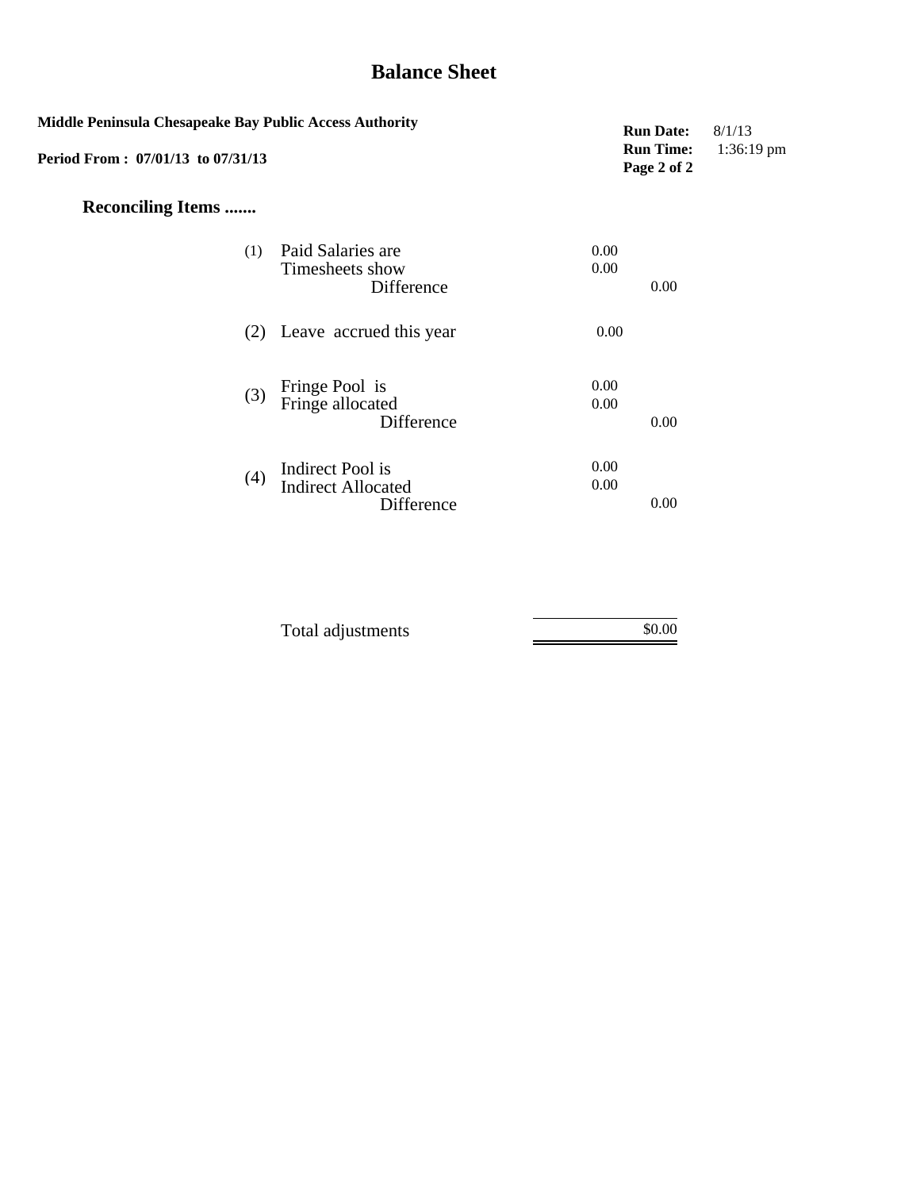# Balance Sheet

**Middle Peninsula Chesapeake Bay Public Access Authority**

**Period From : 07/01/13 to 07/31/13**

**Run Date:** 8/1/13
**Run Time:** 1:36:19 pm

## Reconciling Items .......

| | | | |
|---|---|---|---|
| (1) | Paid Salaries are | 0.00 | |
| | Timesheets show | 0.00 | |
| | Difference | | 0.00 |
| (2) | Leave accrued this year | 0.00 | |
| (3) | Fringe Pool is | 0.00 | |
| | Fringe allocated | 0.00 | |
| | Difference | | 0.00 |
| (4) | Indirect Pool is | 0.00 | |
| | Indirect Allocated | 0.00 | |
| | Difference | | 0.00 |
| | Total adjustments | | $0.00 |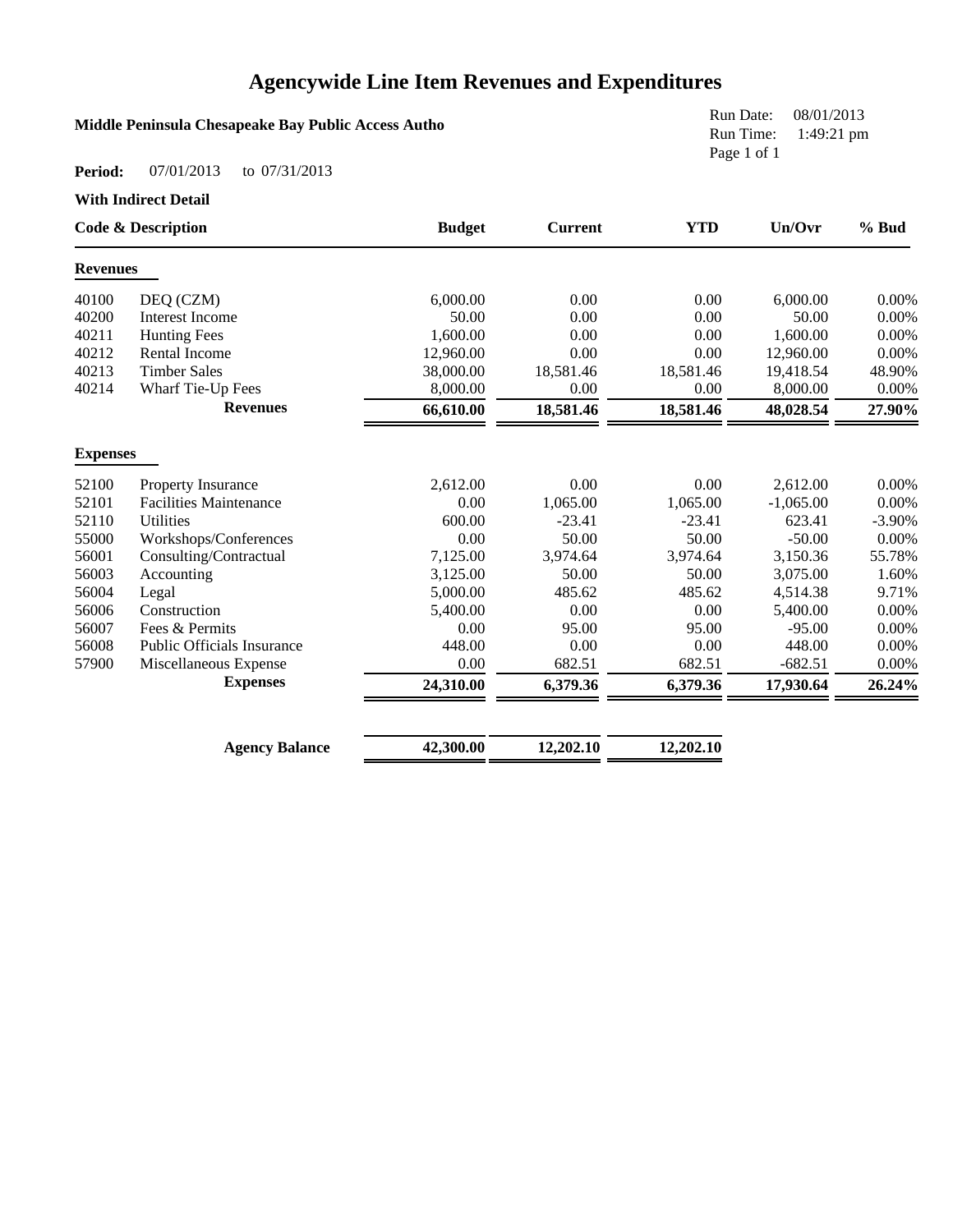# Agencywide Line Item Revenues and Expenditures

**Middle Peninsula Chesapeake Bay Public Access Autho**

Run Date: 08/01/2013
Run Time: 1:49:21 pm

**Period:** 07/01/2013 to 07/31/2013

**With Indirect Detail**

| Code & Description | | Budget | Current | YTD | Un/Ovr | % Bud |
|---|---|---|---|---|---|---|
| **Revenues** | | | | | | |
| 40100 | DEQ (CZM) | 6,000.00 | 0.00 | 0.00 | 6,000.00 | 0.00% |
| 40200 | Interest Income | 50.00 | 0.00 | 0.00 | 50.00 | 0.00% |
| 40211 | Hunting Fees | 1,600.00 | 0.00 | 0.00 | 1,600.00 | 0.00% |
| 40212 | Rental Income | 12,960.00 | 0.00 | 0.00 | 12,960.00 | 0.00% |
| 40213 | Timber Sales | 38,000.00 | 18,581.46 | 18,581.46 | 19,418.54 | 48.90% |
| 40214 | Wharf Tie-Up Fees | 8,000.00 | 0.00 | 0.00 | 8,000.00 | 0.00% |
| | **Revenues** | **66,610.00** | **18,581.46** | **18,581.46** | **48,028.54** | **27.90%** |
| **Expenses** | | | | | | |
| 52100 | Property Insurance | 2,612.00 | 0.00 | 0.00 | 2,612.00 | 0.00% |
| 52101 | Facilities Maintenance | 0.00 | 1,065.00 | 1,065.00 | -1,065.00 | 0.00% |
| 52110 | Utilities | 600.00 | -23.41 | -23.41 | 623.41 | -3.90% |
| 55000 | Workshops/Conferences | 0.00 | 50.00 | 50.00 | -50.00 | 0.00% |
| 56001 | Consulting/Contractual | 7,125.00 | 3,974.64 | 3,974.64 | 3,150.36 | 55.78% |
| 56003 | Accounting | 3,125.00 | 50.00 | 50.00 | 3,075.00 | 1.60% |
| 56004 | Legal | 5,000.00 | 485.62 | 485.62 | 4,514.38 | 9.71% |
| 56006 | Construction | 5,400.00 | 0.00 | 0.00 | 5,400.00 | 0.00% |
| 56007 | Fees & Permits | 0.00 | 95.00 | 95.00 | -95.00 | 0.00% |
| 56008 | Public Officials Insurance | 448.00 | 0.00 | 0.00 | 448.00 | 0.00% |
| 57900 | Miscellaneous Expense | 0.00 | 682.51 | 682.51 | -682.51 | 0.00% |
| | **Expenses** | **24,310.00** | **6,379.36** | **6,379.36** | **17,930.64** | **26.24%** |
| | **Agency Balance** | **42,300.00** | **12,202.10** | **12,202.10** | | |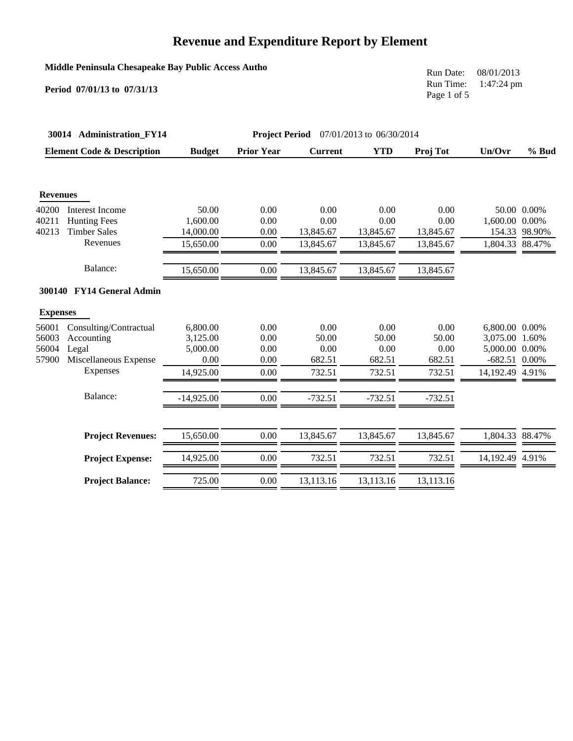# Revenue and Expenditure Report by Element

**Middle Peninsula Chesapeake Bay Public Access Autho**

**Period 07/01/13 to 07/31/13**

Run Date: 08/01/2013
Run Time: 1:47:24 pm

**30014 Administration_FY14** **Project Period** 07/01/2013 to 06/30/2014

| Element Code & Description | | Budget | Prior Year | Current | YTD | Proj Tot | Un/Ovr | % Bud |
|---|---|---|---|---|---|---|---|---|
| **Revenues** | | | | | | | | |
| 40200 | Interest Income | 50.00 | 0.00 | 0.00 | 0.00 | 0.00 | 50.00 | 0.00% |
| 40211 | Hunting Fees | 1,600.00 | 0.00 | 0.00 | 0.00 | 0.00 | 1,600.00 | 0.00% |
| 40213 | Timber Sales | 14,000.00 | 0.00 | 13,845.67 | 13,845.67 | 13,845.67 | 154.33 | 98.90% |
| | Revenues | 15,650.00 | 0.00 | 13,845.67 | 13,845.67 | 13,845.67 | 1,804.33 | 88.47% |
| | Balance: | 15,650.00 | 0.00 | 13,845.67 | 13,845.67 | 13,845.67 | | |
| **300140 FY14 General Admin** | | | | | | | | |
| **Expenses** | | | | | | | | |
| 56001 | Consulting/Contractual | 6,800.00 | 0.00 | 0.00 | 0.00 | 0.00 | 6,800.00 | 0.00% |
| 56003 | Accounting | 3,125.00 | 0.00 | 50.00 | 50.00 | 50.00 | 3,075.00 | 1.60% |
| 56004 | Legal | 5,000.00 | 0.00 | 0.00 | 0.00 | 0.00 | 5,000.00 | 0.00% |
| 57900 | Miscellaneous Expense | 0.00 | 0.00 | 682.51 | 682.51 | 682.51 | -682.51 | 0.00% |
| | Expenses | 14,925.00 | 0.00 | 732.51 | 732.51 | 732.51 | 14,192.49 | 4.91% |
| | Balance: | -14,925.00 | 0.00 | -732.51 | -732.51 | -732.51 | | |
| | **Project Revenues:** | 15,650.00 | 0.00 | 13,845.67 | 13,845.67 | 13,845.67 | 1,804.33 | 88.47% |
| | **Project Expense:** | 14,925.00 | 0.00 | 732.51 | 732.51 | 732.51 | 14,192.49 | 4.91% |
| | **Project Balance:** | 725.00 | 0.00 | 13,113.16 | 13,113.16 | 13,113.16 | | |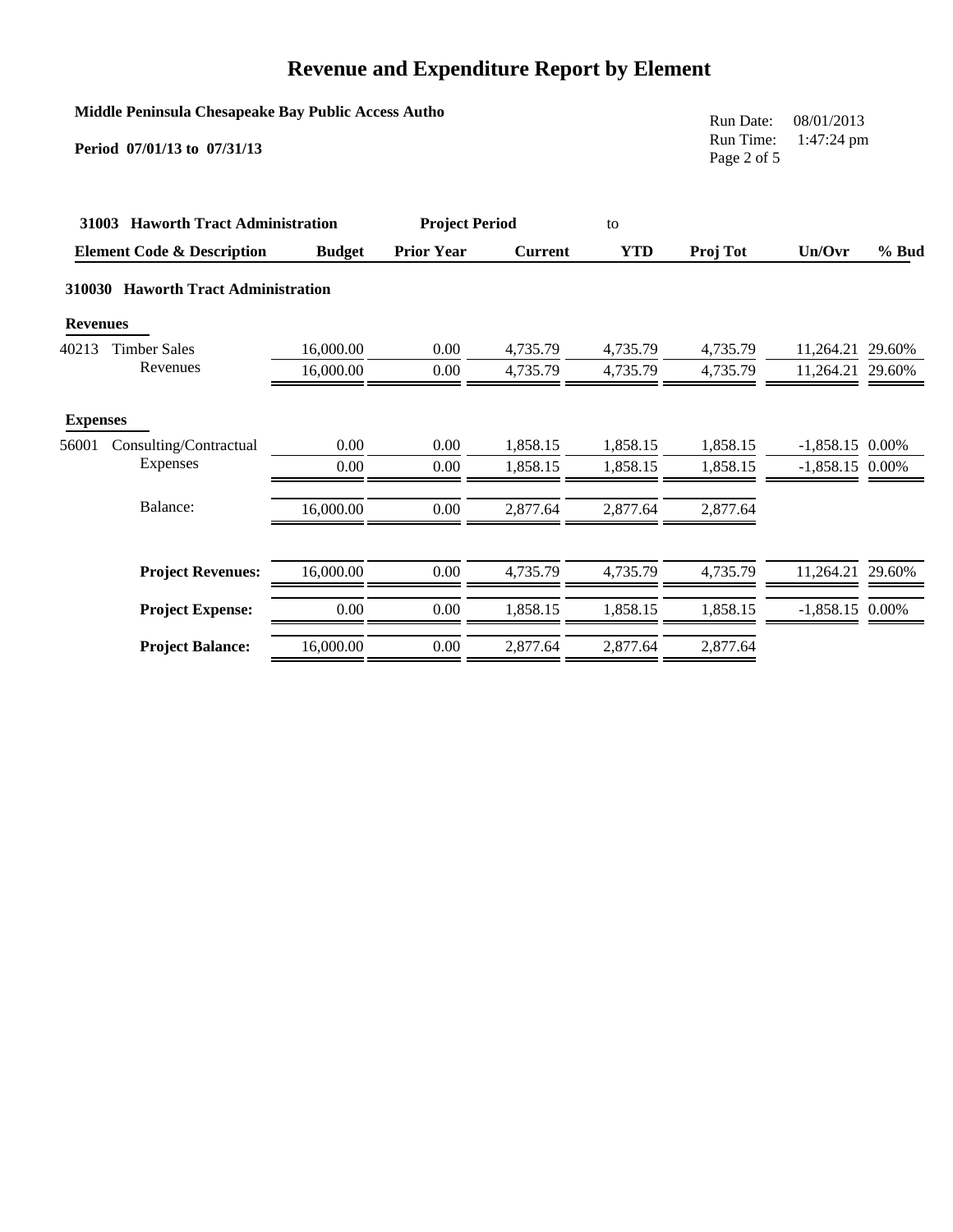# Revenue and Expenditure Report by Element

**Middle Peninsula Chesapeake Bay Public Access Autho**

**Period 07/01/13 to 07/31/13**

Run Date: 08/01/2013
Run Time: 1:47:24 pm

**31003 Haworth Tract Administration** — **Project Period** to

| Element Code & Description | Budget | Prior Year | Current | YTD | Proj Tot | Un/Ovr | % Bud |
|---|---|---|---|---|---|---|---|
| **310030 Haworth Tract Administration** | | | | | | | |
| **Revenues** | | | | | | | |
| 40213 Timber Sales | 16,000.00 | 0.00 | 4,735.79 | 4,735.79 | 4,735.79 | 11,264.21 | 29.60% |
| Revenues | 16,000.00 | 0.00 | 4,735.79 | 4,735.79 | 4,735.79 | 11,264.21 | 29.60% |
| **Expenses** | | | | | | | |
| 56001 Consulting/Contractual | 0.00 | 0.00 | 1,858.15 | 1,858.15 | 1,858.15 | -1,858.15 | 0.00% |
| Expenses | 0.00 | 0.00 | 1,858.15 | 1,858.15 | 1,858.15 | -1,858.15 | 0.00% |
| Balance: | 16,000.00 | 0.00 | 2,877.64 | 2,877.64 | 2,877.64 | | |
| **Project Revenues:** | 16,000.00 | 0.00 | 4,735.79 | 4,735.79 | 4,735.79 | 11,264.21 | 29.60% |
| **Project Expense:** | 0.00 | 0.00 | 1,858.15 | 1,858.15 | 1,858.15 | -1,858.15 | 0.00% |
| **Project Balance:** | 16,000.00 | 0.00 | 2,877.64 | 2,877.64 | 2,877.64 | | |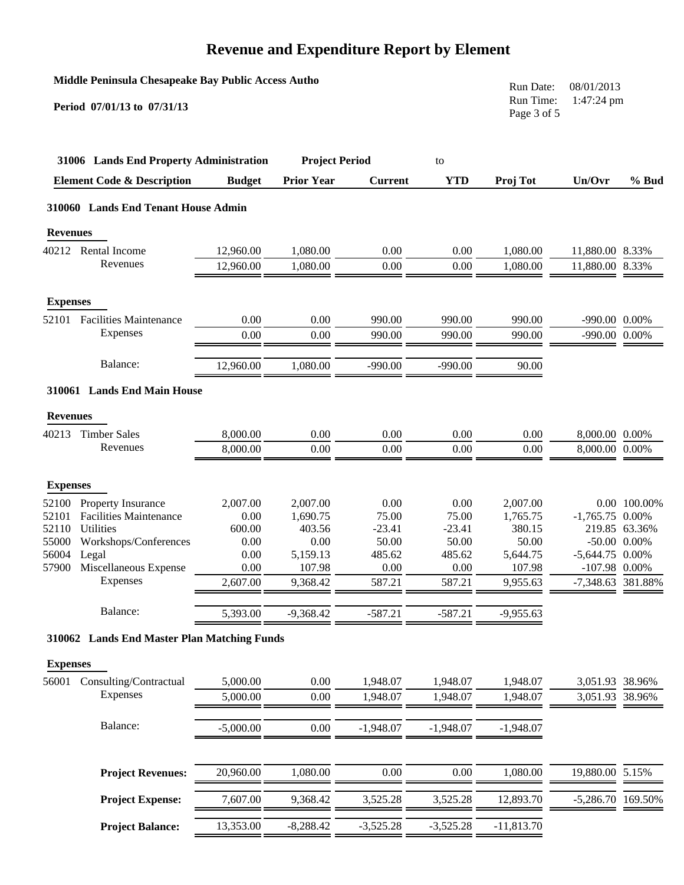# Revenue and Expenditure Report by Element

**Middle Peninsula Chesapeake Bay Public Access Autho**

**Period 07/01/13 to 07/31/13**

Run Date: 08/01/2013
Run Time: 1:47:24 pm

**31006 Lands End Property Administration** — **Project Period** to

| Element Code & Description | Budget | Prior Year | Current | YTD | Proj Tot | Un/Ovr | % Bud |
|---|---|---|---|---|---|---|---|
| **310060 Lands End Tenant House Admin** | | | | | | | |
| **Revenues** | | | | | | | |
| 40212 Rental Income | 12,960.00 | 1,080.00 | 0.00 | 0.00 | 1,080.00 | 11,880.00 | 8.33% |
| Revenues | 12,960.00 | 1,080.00 | 0.00 | 0.00 | 1,080.00 | 11,880.00 | 8.33% |
| **Expenses** | | | | | | | |
| 52101 Facilities Maintenance | 0.00 | 0.00 | 990.00 | 990.00 | 990.00 | -990.00 | 0.00% |
| Expenses | 0.00 | 0.00 | 990.00 | 990.00 | 990.00 | -990.00 | 0.00% |
| Balance: | 12,960.00 | 1,080.00 | -990.00 | -990.00 | 90.00 | | |
| **310061 Lands End Main House** | | | | | | | |
| **Revenues** | | | | | | | |
| 40213 Timber Sales | 8,000.00 | 0.00 | 0.00 | 0.00 | 0.00 | 8,000.00 | 0.00% |
| Revenues | 8,000.00 | 0.00 | 0.00 | 0.00 | 0.00 | 8,000.00 | 0.00% |
| **Expenses** | | | | | | | |
| 52100 Property Insurance | 2,007.00 | 2,007.00 | 0.00 | 0.00 | 2,007.00 | 0.00 | 100.00% |
| 52101 Facilities Maintenance | 0.00 | 1,690.75 | 75.00 | 75.00 | 1,765.75 | -1,765.75 | 0.00% |
| 52110 Utilities | 600.00 | 403.56 | -23.41 | -23.41 | 380.15 | 219.85 | 63.36% |
| 55000 Workshops/Conferences | 0.00 | 0.00 | 50.00 | 50.00 | 50.00 | -50.00 | 0.00% |
| 56004 Legal | 0.00 | 5,159.13 | 485.62 | 485.62 | 5,644.75 | -5,644.75 | 0.00% |
| 57900 Miscellaneous Expense | 0.00 | 107.98 | 0.00 | 0.00 | 107.98 | -107.98 | 0.00% |
| Expenses | 2,607.00 | 9,368.42 | 587.21 | 587.21 | 9,955.63 | -7,348.63 | 381.88% |
| Balance: | 5,393.00 | -9,368.42 | -587.21 | -587.21 | -9,955.63 | | |
| **310062 Lands End Master Plan Matching Funds** | | | | | | | |
| **Expenses** | | | | | | | |
| 56001 Consulting/Contractual | 5,000.00 | 0.00 | 1,948.07 | 1,948.07 | 1,948.07 | 3,051.93 | 38.96% |
| Expenses | 5,000.00 | 0.00 | 1,948.07 | 1,948.07 | 1,948.07 | 3,051.93 | 38.96% |
| Balance: | -5,000.00 | 0.00 | -1,948.07 | -1,948.07 | -1,948.07 | | |
| **Project Revenues:** | 20,960.00 | 1,080.00 | 0.00 | 0.00 | 1,080.00 | 19,880.00 | 5.15% |
| **Project Expense:** | 7,607.00 | 9,368.42 | 3,525.28 | 3,525.28 | 12,893.70 | -5,286.70 | 169.50% |
| **Project Balance:** | 13,353.00 | -8,288.42 | -3,525.28 | -3,525.28 | -11,813.70 | | |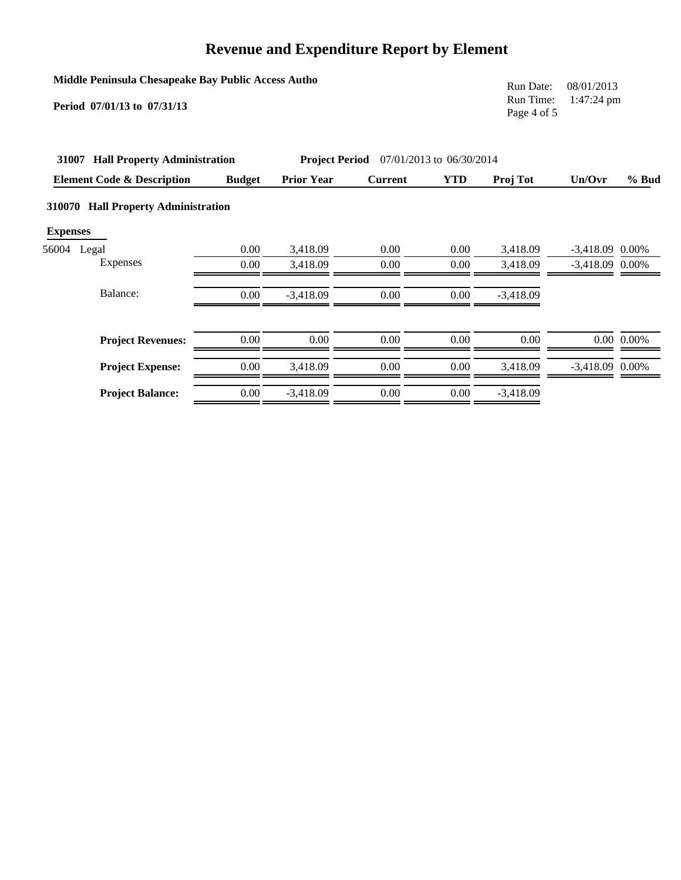# Revenue and Expenditure Report by Element

**Middle Peninsula Chesapeake Bay Public Access Autho**

**Period 07/01/13 to 07/31/13**

Run Date: 08/01/2013
Run Time: 1:47:24 pm

**31007 Hall Property Administration** **Project Period** 07/01/2013 to 06/30/2014

| Element Code & Description | Budget | Prior Year | Current | YTD | Proj Tot | Un/Ovr | % Bud |
|---|---|---|---|---|---|---|---|
| **310070 Hall Property Administration** | | | | | | | |
| **Expenses** | | | | | | | |
| 56004 Legal | 0.00 | 3,418.09 | 0.00 | 0.00 | 3,418.09 | -3,418.09 | 0.00% |
| Expenses | 0.00 | 3,418.09 | 0.00 | 0.00 | 3,418.09 | -3,418.09 | 0.00% |
| Balance: | 0.00 | -3,418.09 | 0.00 | 0.00 | -3,418.09 | | |
| **Project Revenues:** | 0.00 | 0.00 | 0.00 | 0.00 | 0.00 | 0.00 | 0.00% |
| **Project Expense:** | 0.00 | 3,418.09 | 0.00 | 0.00 | 3,418.09 | -3,418.09 | 0.00% |
| **Project Balance:** | 0.00 | -3,418.09 | 0.00 | 0.00 | -3,418.09 | | |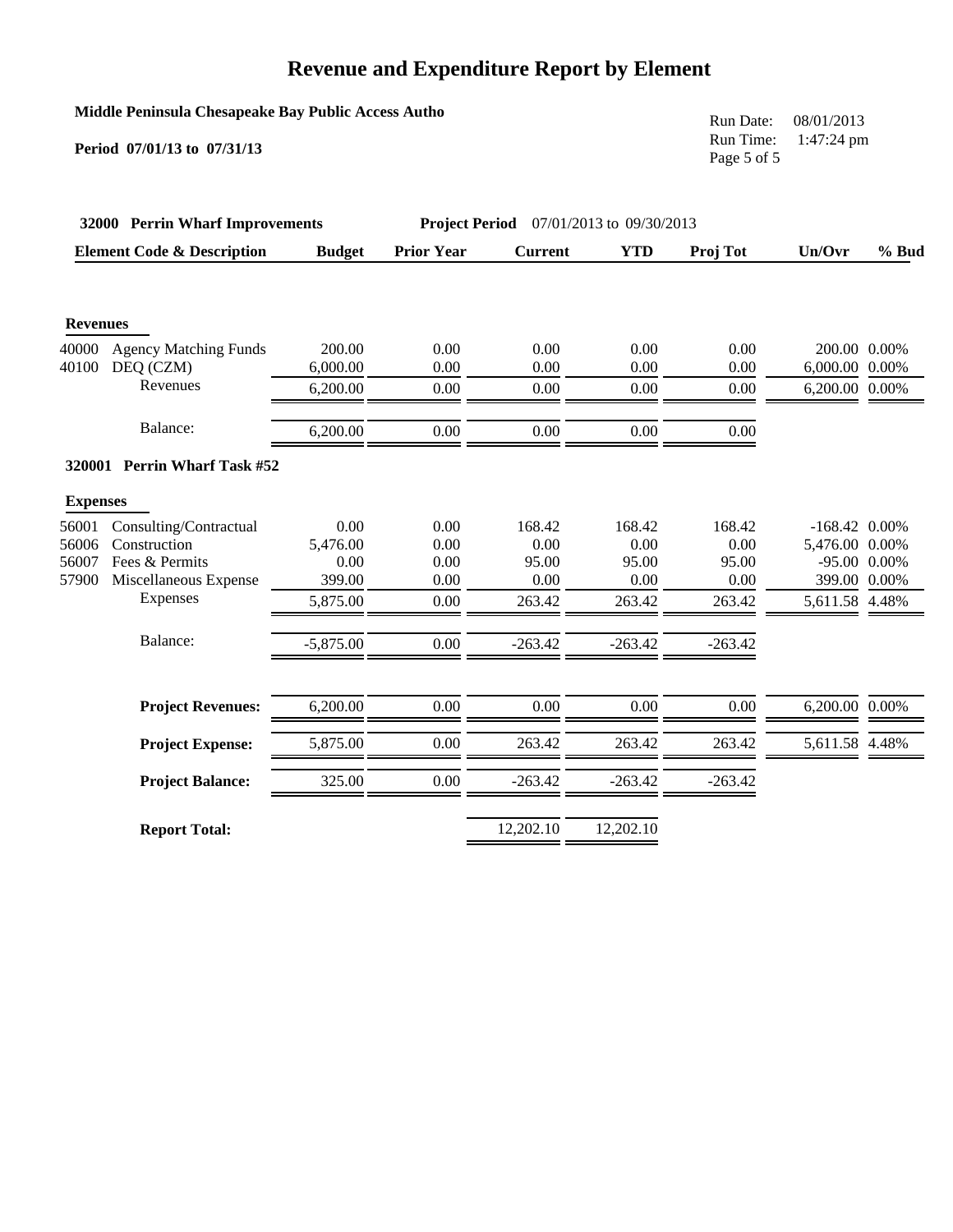# Revenue and Expenditure Report by Element

**Middle Peninsula Chesapeake Bay Public Access Autho**

**Period 07/01/13 to 07/31/13**

Run Date: 08/01/2013
Run Time: 1:47:24 pm

**32000 Perrin Wharf Improvements** **Project Period** 07/01/2013 to 09/30/2013

| Element Code & Description | | Budget | Prior Year | Current | YTD | Proj Tot | Un/Ovr | % Bud |
|---|---|---|---|---|---|---|---|---|
| **Revenues** | | | | | | | | |
| 40000 | Agency Matching Funds | 200.00 | 0.00 | 0.00 | 0.00 | 0.00 | 200.00 | 0.00% |
| 40100 | DEQ (CZM) | 6,000.00 | 0.00 | 0.00 | 0.00 | 0.00 | 6,000.00 | 0.00% |
| | Revenues | 6,200.00 | 0.00 | 0.00 | 0.00 | 0.00 | 6,200.00 | 0.00% |
| | Balance: | 6,200.00 | 0.00 | 0.00 | 0.00 | 0.00 | | |
| **320001 Perrin Wharf Task #52** | | | | | | | | |
| **Expenses** | | | | | | | | |
| 56001 | Consulting/Contractual | 0.00 | 0.00 | 168.42 | 168.42 | 168.42 | -168.42 | 0.00% |
| 56006 | Construction | 5,476.00 | 0.00 | 0.00 | 0.00 | 0.00 | 5,476.00 | 0.00% |
| 56007 | Fees & Permits | 0.00 | 0.00 | 95.00 | 95.00 | 95.00 | -95.00 | 0.00% |
| 57900 | Miscellaneous Expense | 399.00 | 0.00 | 0.00 | 0.00 | 0.00 | 399.00 | 0.00% |
| | Expenses | 5,875.00 | 0.00 | 263.42 | 263.42 | 263.42 | 5,611.58 | 4.48% |
| | Balance: | -5,875.00 | 0.00 | -263.42 | -263.42 | -263.42 | | |
| | **Project Revenues:** | 6,200.00 | 0.00 | 0.00 | 0.00 | 0.00 | 6,200.00 | 0.00% |
| | **Project Expense:** | 5,875.00 | 0.00 | 263.42 | 263.42 | 263.42 | 5,611.58 | 4.48% |
| | **Project Balance:** | 325.00 | 0.00 | -263.42 | -263.42 | -263.42 | | |
| | **Report Total:** | | | 12,202.10 | 12,202.10 | | | |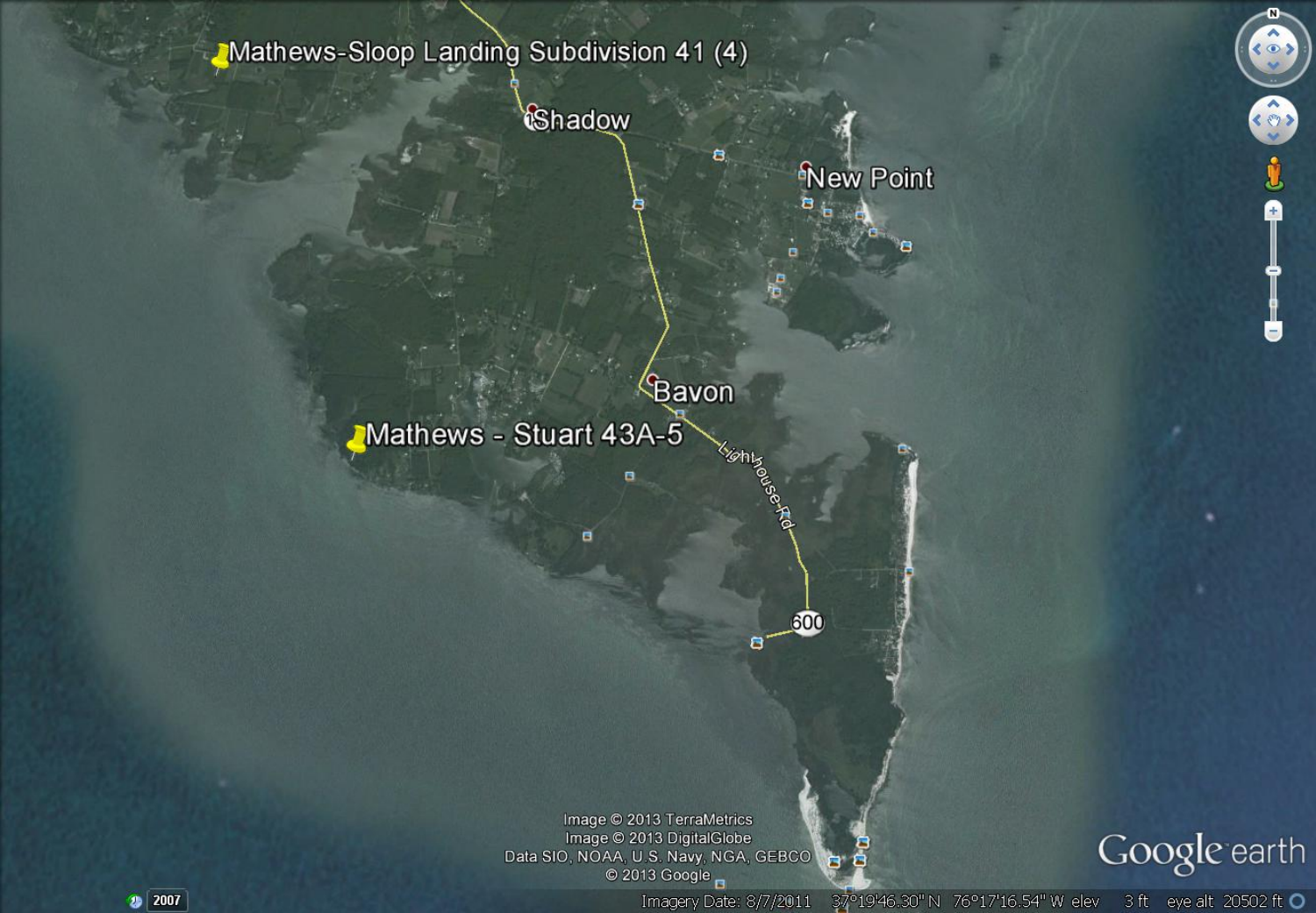Mathews-Sloop Landing Subdivision 41 (4)

Shadow

New Point

Bavon

Mathews - Stuart 43A-5

Lighthouse Rd

600

Image © 2013 TerraMetrics
Image © 2013 DigitalGlobe
Data SIO, NOAA, U.S. Navy, NGA, GEBCO
© 2013 Google

Google earth

2007

Imagery Date: 8/7/2011   37°19'46.30" N   76°17'16.54" W   elev   3 ft   eye alt 20502 ft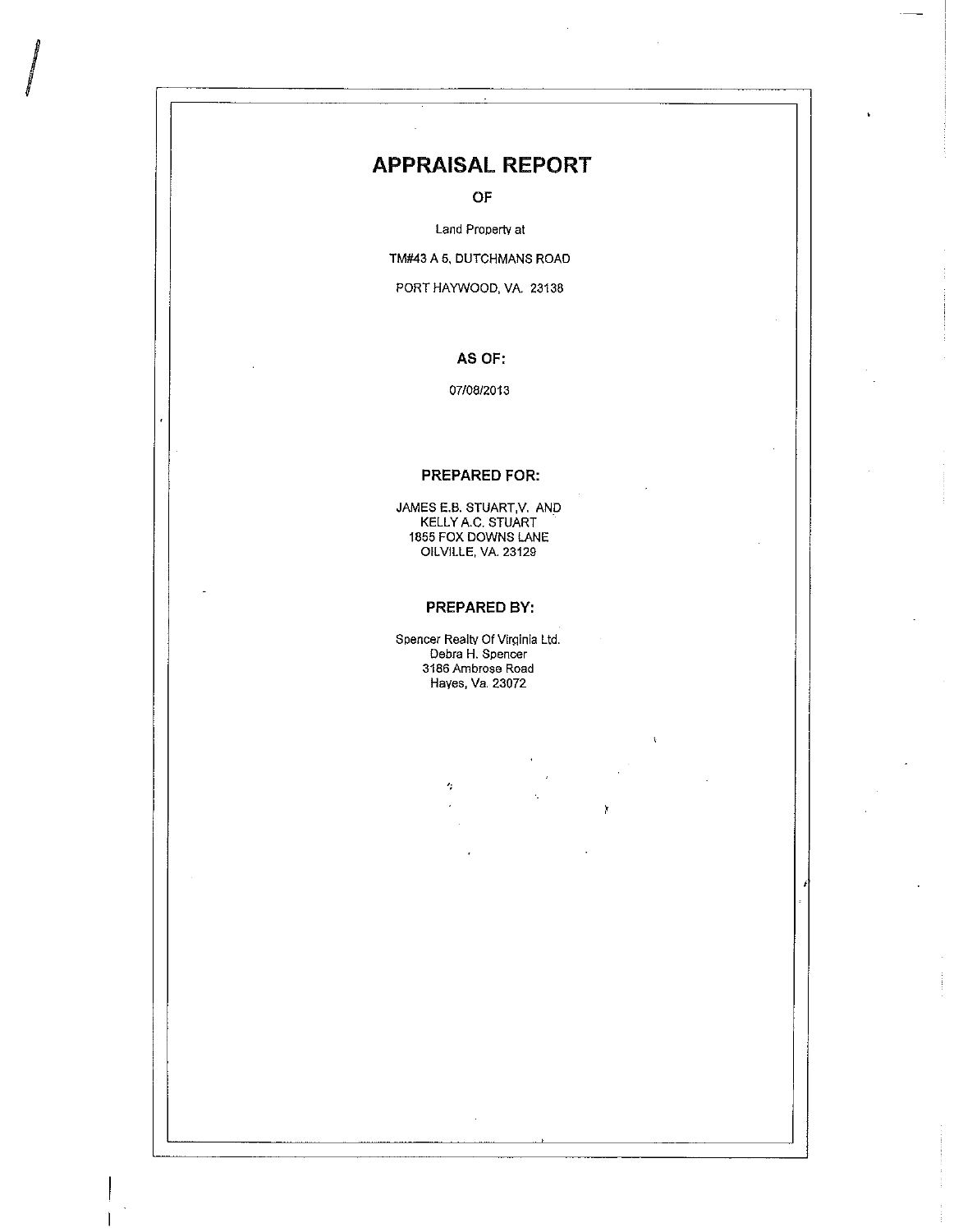# APPRAISAL REPORT

**OF**

Land Property at

TM#43 A 5, DUTCHMANS ROAD

PORT HAYWOOD, VA. 23138

**AS OF:**

07/08/2013

**PREPARED FOR:**

JAMES E.B. STUART,V. AND
KELLY A.C. STUART
1855 FOX DOWNS LANE
OILVILLE, VA. 23129

**PREPARED BY:**

Spencer Realty Of Virginia Ltd.
Debra H. Spencer
3186 Ambrose Road
Hayes, Va. 23072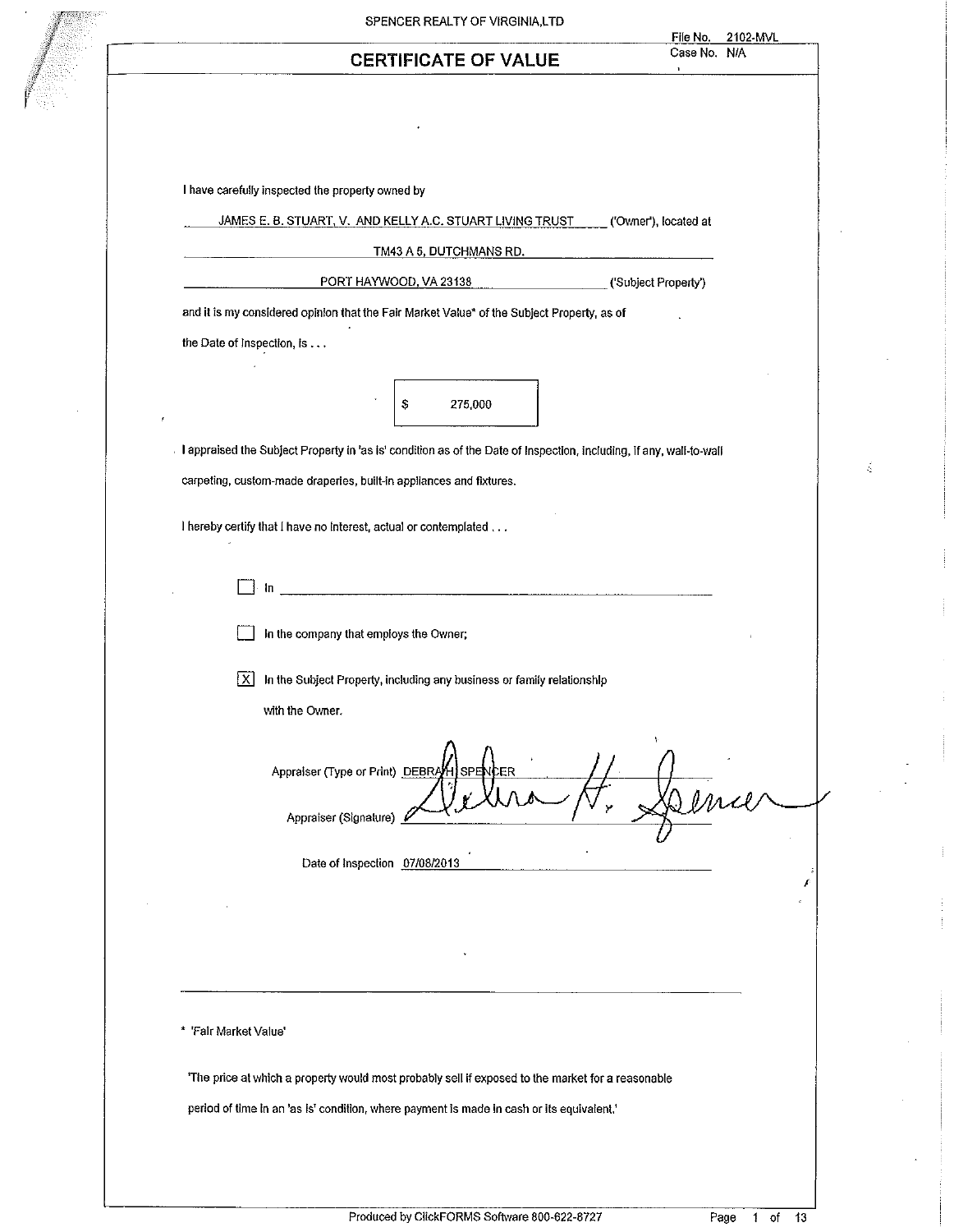SPENCER REALTY OF VIRGINIA,LTD

File No. 2102-MVL
Case No. N/A

# CERTIFICATE OF VALUE

I have carefully inspected the property owned by

JAMES E. B. STUART, V. AND KELLY A.C. STUART LIVING TRUST ('Owner'), located at

TM43 A 5, DUTCHMANS RD.

PORT HAYWOOD, VA 23138 ('Subject Property')

and it is my considered opinion that the Fair Market Value* of the Subject Property, as of the Date of Inspection, is . . .

| $ 275,000 |
|---|

I appraised the Subject Property in 'as is' condition as of the Date of Inspection, including, if any, wall-to-wall carpeting, custom-made draperies, built-in appliances and fixtures.

I hereby certify that I have no interest, actual or contemplated . . .

- [ ] In ______________________________
- [ ] In the company that employs the Owner;
- [X] In the Subject Property, including any business or family relationship with the Owner.

Appraiser (Type or Print) DEBRA H. SPENCER

Appraiser (Signature) Debra H. Spencer

Date of Inspection 07/08/2013

---

\* 'Fair Market Value'

'The price at which a property would most probably sell if exposed to the market for a reasonable period of time in an 'as is' condition, where payment is made in cash or its equivalent.'

Produced by ClickFORMS Software 800-622-8727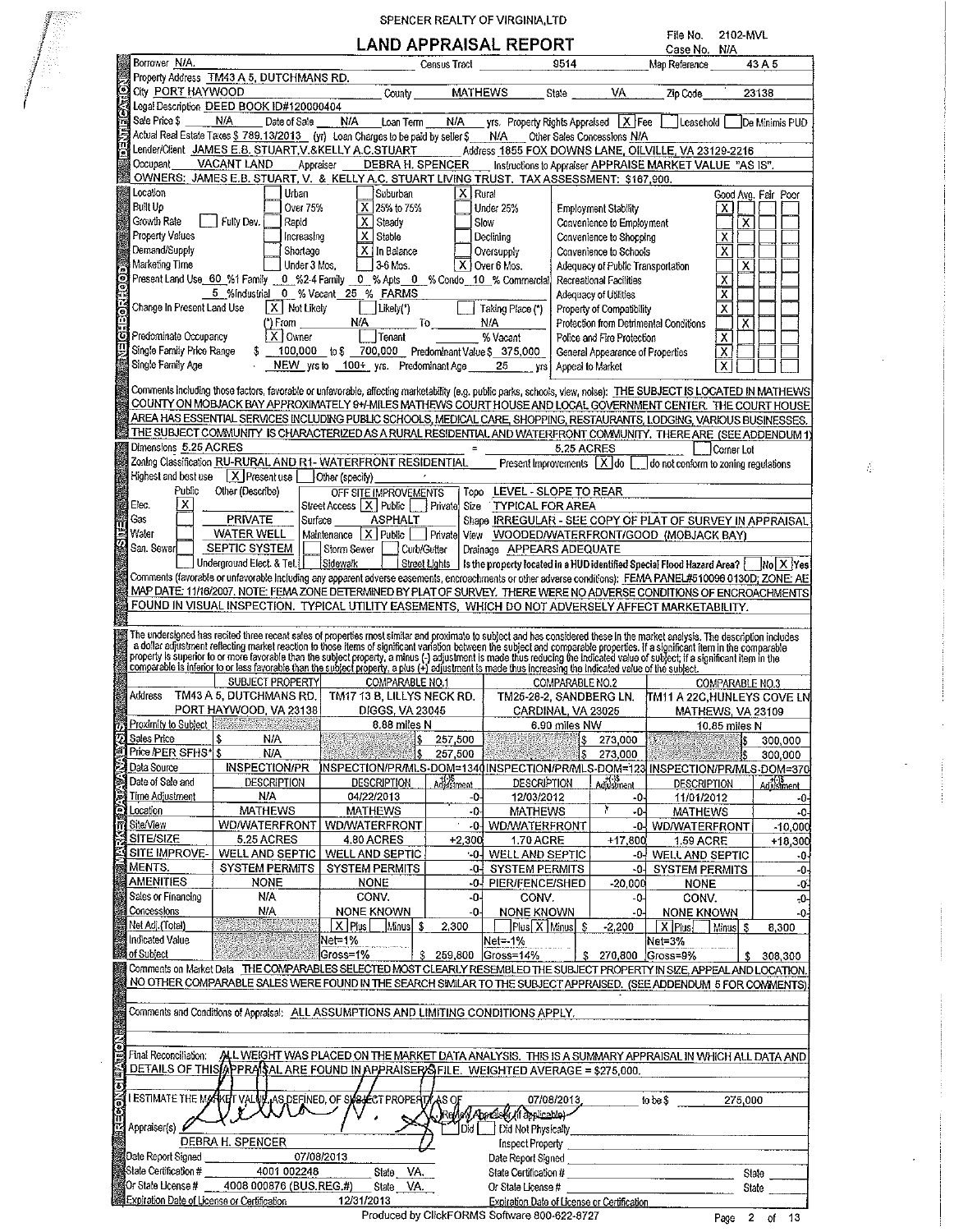SPENCER REALTY OF VIRGINIA,LTD

# LAND APPRAISAL REPORT

File No. 2102-MVL
Case No. N/A

## IDENTIFICATION

Borrower N/A. Census Tract 9514 Map Reference 43 A 5

Property Address TM43 A 5, DUTCHMANS RD.

City PORT HAYWOOD County MATHEWS State VA Zip Code 23138

Legal Description DEED BOOK ID#120000404

Sale Price $ N/A Date of Sale N/A Loan Term N/A yrs. Property Rights Appraised [X] Fee [ ] Leasehold [ ] De Minimis PUD

Actual Real Estate Taxes $ 789.13/2013 (yr) Loan Charges to be paid by seller $ N/A Other Sales Concessions N/A

Lender/Client JAMES E.B. STUART,V.&KELLY A.C.STUART Address 1855 FOX DOWNS LANE, OILVILLE, VA 23129-2216

Occupant VACANT LAND Appraiser DEBRA H. SPENCER Instructions to Appraiser APPRAISE MARKET VALUE "AS IS".

OWNERS: JAMES E.B. STUART, V. & KELLY A.C. STUART LIVING TRUST. TAX ASSESSMENT: $167,900.

## NEIGHBORHOOD

Location [ ] Urban [ ] Suburban [X] Rural

Built Up [ ] Over 75% [X] 25% to 75% [ ] Under 25%

Growth Rate [ ] Fully Dev. [ ] Rapid [X] Steady [ ] Slow

Property Values [ ] Increasing [X] Stable [ ] Declining

Demand/Supply [ ] Shortage [X] In Balance [ ] Oversupply

Marketing Time [ ] Under 3 Mos. [ ] 3-6 Mos. [X] Over 6 Mos.

Present Land Use 60 % 1 Family 0 % 2-4 Family 0 % Apts 0 % Condo 10 % Commercial 5 % Industrial 0 % Vacant 25 % FARMS

Change In Present Land Use [X] Not Likely [ ] Likely(*) [ ] Taking Place (*)

(*) From N/A To N/A

Predominate Occupancy [X] Owner [ ] Tenant % Vacant

Single Family Price Range $ 100,000 to $ 700,000 Predominant Value $ 375,000

Single Family Age NEW yrs to 100+ yrs. Predominant Age 25 yrs

| | Good | Avg. | Fair | Poor |
|---|---|---|---|---|
| Employment Stability | X | | | |
| Convenience to Employment | | X | | |
| Convenience to Shopping | X | | | |
| Convenience to Schools | X | | | |
| Adequacy of Public Transportation | | X | | |
| Recreational Facilities | X | | | |
| Adequacy of Utilities | X | | | |
| Property of Compatibility | X | | | |
| Protection from Detrimental Conditions | | X | | |
| Police and Fire Protection | X | | | |
| General Appearance of Properties | X | | | |
| Appeal to Market | X | | | |

Comments including those factors, favorable or unfavorable, affecting marketability (e.g. public parks, schools, view, noise): THE SUBJECT IS LOCATED IN MATHEWS COUNTY ON MOBJACK BAY APPROXIMATELY 9+/-MILES MATHEWS COURT HOUSE AND LOCAL GOVERNMENT CENTER. THE COURT HOUSE AREA HAS ESSENTIAL SERVICES INCLUDING PUBLIC SCHOOLS, MEDICAL CARE, SHOPPING, RESTAURANTS, LODGING, VARIOUS BUSINESSES. THE SUBJECT COMMUNITY IS CHARACTERIZED AS A RURAL RESIDENTIAL AND WATERFRONT COMMUNITY. THERE ARE (SEE ADDENDUM 1)

## SITE

Dimensions 5.25 ACRES = 5.25 ACRES [ ] Corner Lot

Zoning Classification RU-RURAL AND R1- WATERFRONT RESIDENTIAL Present Improvements [X] do [ ] do not conform to zoning regulations

Highest and best use [X] Present use [ ] Other (specify)

| | Public | Other (Describe) |
|---|---|---|
| Elec. | X | |
| Gas | | PRIVATE |
| Water | | WATER WELL |
| San. Sewer | | SEPTIC SYSTEM |
| Underground Elect. & Tel. | | |

OFF SITE IMPROVEMENTS: Street Access [X] Public [ ] Private; Surface ASPHALT; Maintenance [X] Public [ ] Private; [ ] Storm Sewer [ ] Curb/Gutter [ ] Sidewalk [ ] Street Lights

Topo LEVEL - SLOPE TO REAR

Size TYPICAL FOR AREA

Shape IRREGULAR - SEE COPY OF PLAT OF SURVEY IN APPRAISAL

View WOODED/WATERFRONT/GOOD (MOBJACK BAY)

Drainage APPEARS ADEQUATE

Is the property located in a HUD Identified Special Flood Hazard Area? [ ] No [X] Yes

Comments (favorable or unfavorable including any apparent adverse easements, encroachments or other adverse conditions): FEMA PANEL#510096 0130D; ZONE: AE MAP DATE: 11/16/2007. NOTE: FEMA ZONE DETERMINED BY PLAT OF SURVEY. THERE WERE NO ADVERSE CONDITIONS OF ENCROACHMENTS FOUND IN VISUAL INSPECTION. TYPICAL UTILITY EASEMENTS, WHICH DO NOT ADVERSELY AFFECT MARKETABILITY.

## MARKET DATA ANALYSIS

The undersigned has recited three recent sales of properties most similar and proximate to subject and has considered these in the market analysis. The description includes a dollar adjustment reflecting market reaction to those items of significant variation between the subject and comparable properties. If a significant item in the comparable property is superior to or more favorable than the subject property, a minus (-) adjustment is made thus reducing the indicated value of subject; if a significant item in the comparable is inferior to or less favorable than the subject property, a plus (+) adjustment is made thus increasing the indicated value of the subject.

| ITEM | SUBJECT PROPERTY | COMPARABLE NO.1 | | COMPARABLE NO.2 | | COMPARABLE NO.3 | |
|---|---|---|---|---|---|---|---|
| Address | TM43 A 5, DUTCHMANS RD. PORT HAYWOOD, VA 23138 | TM17 13 B, LILLYS NECK RD. DIGGS, VA 23045 | | TM25-28-2, SANDBERG LN. CARDINAL, VA 23025 | | TM11 A 22C, HUNLEYS COVE LN MATHEWS, VA 23109 | |
| Proximity to Subject | | 6.88 miles N | | 6.90 miles NW | | 10.65 miles N | |
| Sales Price | $ N/A | | $ 257,500 | | $ 273,000 | | $ 300,000 |
| Price /PER SFHS* | $ N/A | | $ 257,500 | | $ 273,000 | | $ 300,000 |
| Data Source | INSPECTION/PR | INSPECTION/PR/MLS-DOM=1340 | | INSPECTION/PR/MLS-DOM=123 | | INSPECTION/PR/MLS-DOM=370 | |
| Date of Sale and Time Adjustment | DESCRIPTION N/A | DESCRIPTION 04/22/2013 | +(-)$ Adjustment -0- | DESCRIPTION 12/03/2012 | +(-)$ Adjustment -0- | DESCRIPTION 11/01/2012 | +(-)$ Adjustment -0- |
| Location | MATHEWS | MATHEWS | -0- | MATHEWS | -0- | MATHEWS | -0- |
| Site/View | WD/WATERFRONT | WD/WATERFRONT | -0- | WD/WATERFRONT | -0- | WD/WATERFRONT | -10,000 |
| SITE/SIZE | 5.25 ACRES | 4.80 ACRES | +2,300 | 1.70 ACRE | +17,800 | 1.59 ACRE | +18,300 |
| SITE IMPROVEMENTS | WELL AND SEPTIC SYSTEM PERMITS | WELL AND SEPTIC SYSTEM PERMITS | -0- | WELL AND SEPTIC SYSTEM PERMITS | -0- | WELL AND SEPTIC SYSTEM PERMITS | -0- |
| AMENITIES | NONE | NONE | -0- | PIER/FENCE/SHED | -20,000 | NONE | -0- |
| Sales or Financing Concessions | N/A N/A | CONV. NONE KNOWN | -0- | CONV. NONE KNOWN | -0- | CONV. NONE KNOWN | -0- |
| Net Adj. (Total) | | [X] Plus [ ] Minus | $ 2,300 | [ ] Plus [X] Minus | $ -2,200 | [X] Plus [ ] Minus | $ 8,300 |
| Indicated Value of Subject | | Net=1% Gross=1% | $ 259,800 | Net=-1% Gross=14% | $ 270,800 | Net=3% Gross=9% | $ 308,300 |

Comments on Market Data: THE COMPARABLES SELECTED MOST CLEARLY RESEMBLED THE SUBJECT PROPERTY IN SIZE, APPEAL AND LOCATION. NO OTHER COMPARABLE SALES WERE FOUND IN THE SEARCH SIMILAR TO THE SUBJECT APPRAISED. (SEE ADDENDUM 5 FOR COMMENTS)

Comments and Conditions of Appraisal: ALL ASSUMPTIONS AND LIMITING CONDITIONS APPLY.

## RECONCILIATION

Final Reconciliation: ALL WEIGHT WAS PLACED ON THE MARKET DATA ANALYSIS. THIS IS A SUMMARY APPRAISAL IN WHICH ALL DATA AND DETAILS OF THIS APPRAISAL ARE FOUND IN APPRAISER'S FILE. WEIGHTED AVERAGE = $275,000.

I ESTIMATE THE MARKET VALUE, AS DEFINED, OF SUBJECT PROPERTY AS OF 07/08/2013 to be $ 275,000

Appraiser(s) DEBRA H. SPENCER Review Appraiser (if applicable) [ ] Did [ ] Did Not Physically Inspect Property

Date Report Signed 07/08/2013 Date Report Signed

State Certification # 4001 002248 State VA. State Certification # State

Or State License # 4008 000876 (BUS.REG.#) State VA. Or State License # State

Expiration Date of License or Certification 12/31/2013 Expiration Date of License or Certification

Produced by ClickFORMS Software 800-622-8727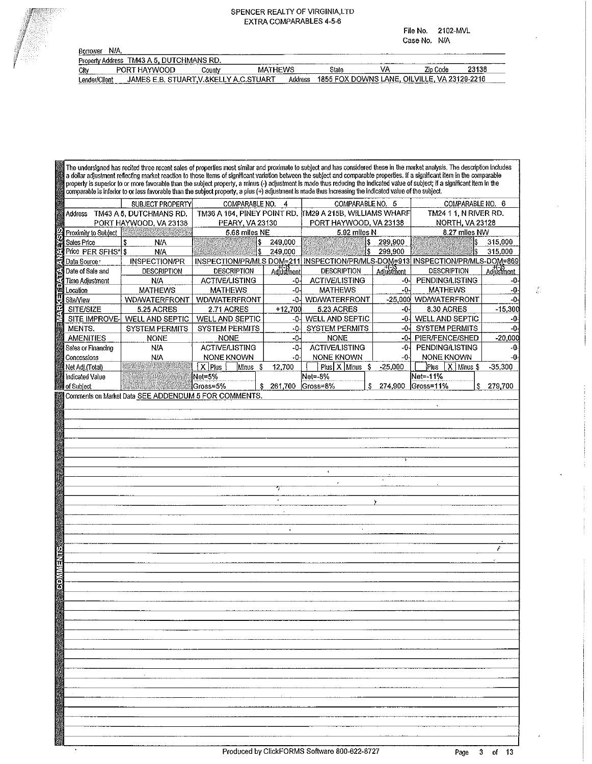SPENCER REALTY OF VIRGINIA,LTD
EXTRA COMPARABLES 4-5-6

File No. 2102-MVL
Case No. N/A

| | | | | | | | | |
|---|---|---|---|---|---|---|---|---|
| Borrower | N/A | | | | | | | |
| Property Address | TM43 A 5, DUTCHMANS RD. | | | | | | | |
| City | PORT HAYWOOD | County | MATHEWS | State | VA | Zip Code | 23138 | |
| Lender/Client | JAMES E.B. STUART,V.&KELLY A.C.STUART | Address | 1855 FOX DOWNS LANE, OILVILLE, VA 23129-2216 | | | | | |

The undersigned has recited three recent sales of properties most similar and proximate to subject and has considered these in the market analysis. The description includes a dollar adjustment reflecting market reaction to those items of significant variation between the subject and comparable properties. If a significant item in the comparable property is superior to or more favorable than the subject property, a minus (-) adjustment is made thus reducing the indicated value of subject; if a significant item in the comparable is inferior to or less favorable than the subject property, a plus (+) adjustment is made thus increasing the indicated value of the subject.

| | SUBJECT PROPERTY | COMPARABLE NO. 4 | | COMPARABLE NO. 5 | | COMPARABLE NO. 6 | |
|---|---|---|---|---|---|---|---|
| Address | TM43 A 5, DUTCHMANS RD. PORT HAYWOOD, VA 23138 | TM36 A 164, PINEY POINT RD. PEARY, VA 23130 | | TM29 A 215B, WILLIAMS WHARF PORT HAYWOOD, VA 23138 | | TM24 1 1, N RIVER RD. NORTH, VA 23128 | |
| Proximity to Subject | | 5.68 miles NE | | 5.92 miles N | | 8.27 miles NW | |
| Sales Price | $ N/A | | $ 249,000 | | $ 299,900 | | $ 315,000 |
| Price PER SFHS* | $ N/A | | $ 249,000 | | $ 299,900 | | $ 315,000 |
| Data Source | INSPECTION/PR | INSPECTION/PR/MLS DOM=211 | | INSPECTION/PR/MLS-DOM=913 | | INSPECTION/PR/MLS-DOM=869 | |
| Date of Sale and Time Adjustment | DESCRIPTION N/A | DESCRIPTION ACTIVE/LISTING | +(-)$ Adjustment -0- | DESCRIPTION ACTIVE/LISTING | +(-)$ Adjustment -0- | DESCRIPTION PENDING/LISTING | +(-)$ Adjustment -0- |
| Location | MATHEWS | MATHEWS | -0- | MATHEWS | -0- | MATHEWS | -0- |
| Site/View | WD/WATERFRONT | WD/WATERFRONT | -0- | WD/WATERFRONT | -25,000 | WD/WATERFRONT | -0- |
| SITE/SIZE | 5.25 ACRES | 2.71 ACRES | +12,700 | 5.23 ACRES | -0- | 8.30 ACRES | -15,300 |
| SITE IMPROVE- | WELL AND SEPTIC | WELL AND SEPTIC | -0- | WELL AND SEPTIC | -0- | WELL AND SEPTIC | -0- |
| MENTS. | SYSTEM PERMITS | SYSTEM PERMITS | -0- | SYSTEM PERMITS | -0- | SYSTEM PERMITS | -0- |
| AMENITIES | NONE | NONE | -0- | NONE | -0- | PIER/FENCE/SHED | -20,000 |
| Sales or Financing | N/A | ACTIVE/LISTING | -0- | ACTIVE/LISTING | -0- | PENDING/LISTING | -0- |
| Concessions | N/A | NONE KNOWN | -0- | NONE KNOWN | -0- | NONE KNOWN | -0- |
| Net Adj.(Total) | | [X] Plus [ ] Minus | $ 12,700 | [ ] Plus [X] Minus | $ -25,000 | [ ] Plus [X] Minus | $ -35,300 |
| Indicated Value of Subject | | Net=5% Gross=5% | $ 261,700 | Net=-8% Gross=8% | $ 274,900 | Net=-11% Gross=11% | $ 279,700 |

Comments on Market Data SEE ADDENDUM 5 FOR COMMENTS.

Produced by ClickFORMS Software 800-622-8727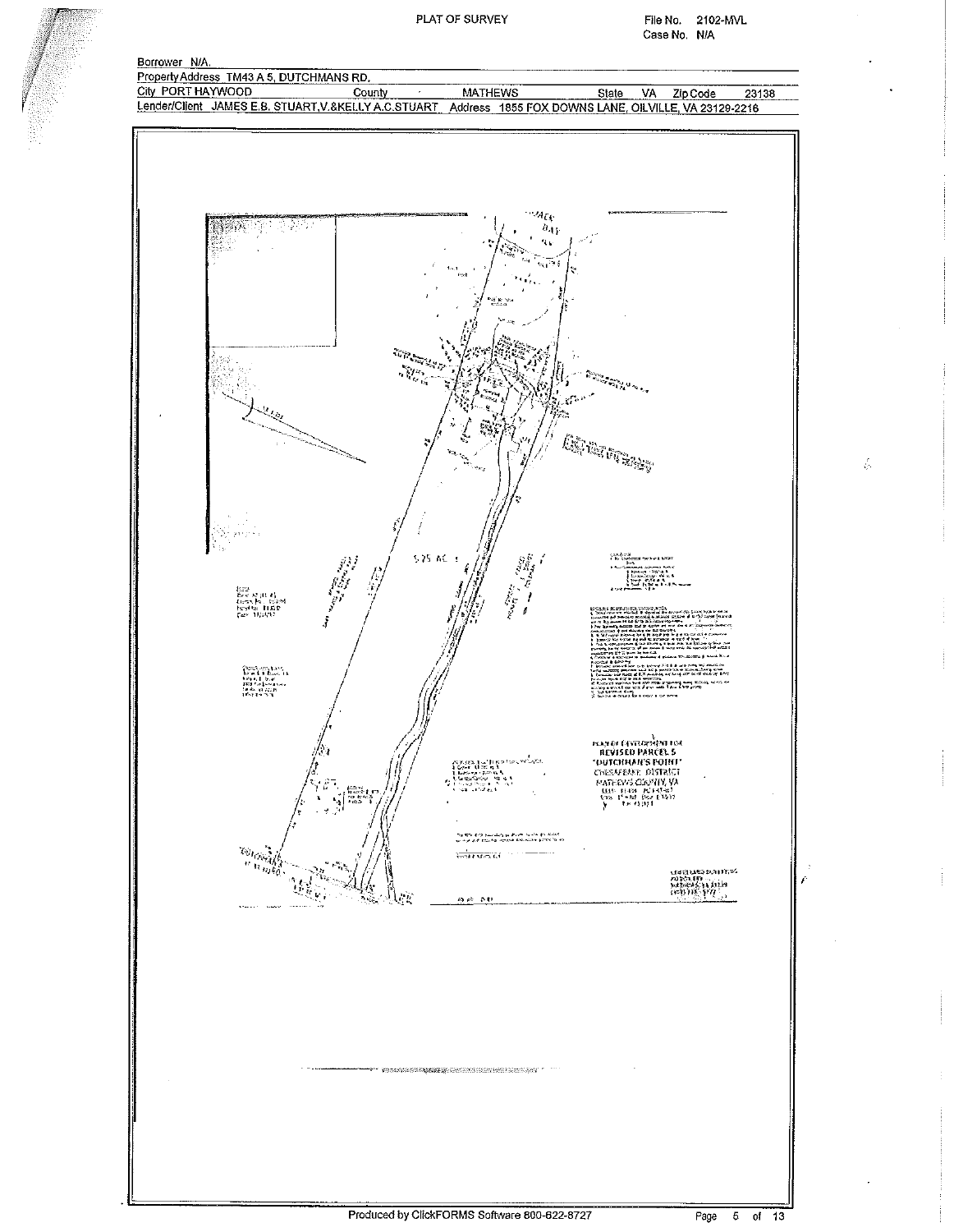# PLAT OF SURVEY

File No. 2102-MVL
Case No. N/A

| | | | | | | | |
|---|---|---|---|---|---|---|---|
| Borrower N/A. | | | | | | | |
| Property Address TM43 A 5, DUTCHMANS RD. | | | | | | | |
| City PORT HAYWOOD | County | MATHEWS | | State | VA | Zip Code | 23138 |
| Lender/Client JAMES E.B. STUART,V.&KELLY A.C.STUART | Address 1855 FOX DOWNS LANE, OILVILLE, VA 23129-2216 | | | | | | |

5.75 AC ±

PLAT OF DEVELOPMENT FOR
REVISED PARCEL 5
"DUTCHMAN'S POINT"
CHESAPEAKE DISTRICT
MATHEWS COUNTY, VA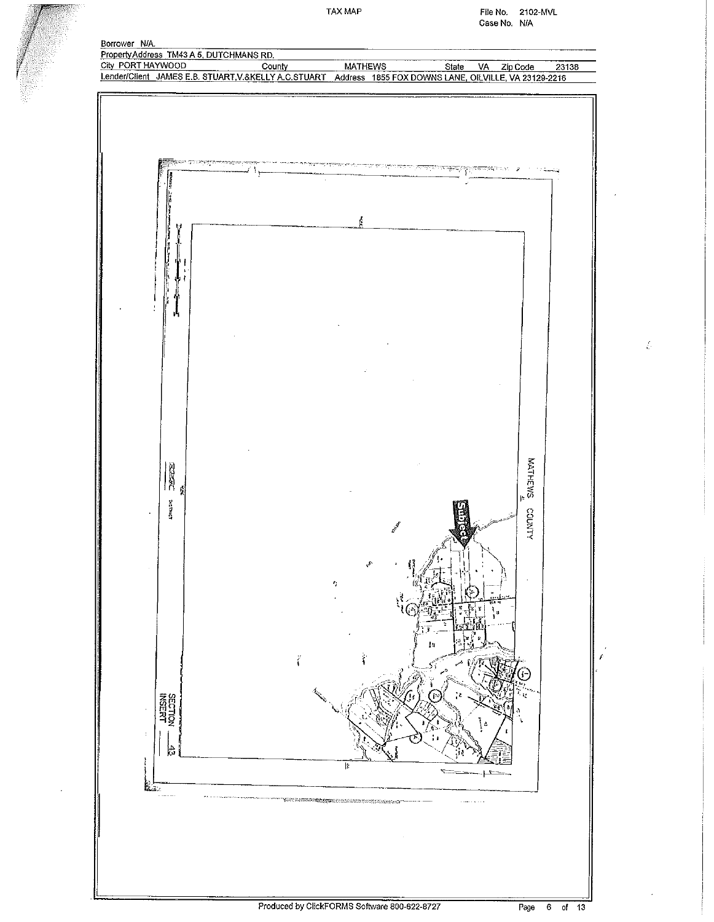# TAX MAP

File No. 2102-MVL
Case No. N/A

| | |
|---|---|
| Borrower N/A. | |
| Property Address TM43 A 5, DUTCHMANS RD. | |
| City PORT HAYWOOD | County MATHEWS State VA Zip Code 23138 |
| Lender/Client JAMES E.B. STUART,V.&KELLY A.C.STUART | Address 1855 FOX DOWNS LANE, OILVILLE, VA 23129-2216 |

MATHEWS COUNTY

Subject

SECTION INSERT 43

Produced by ClickFORMS Software 800-622-8727